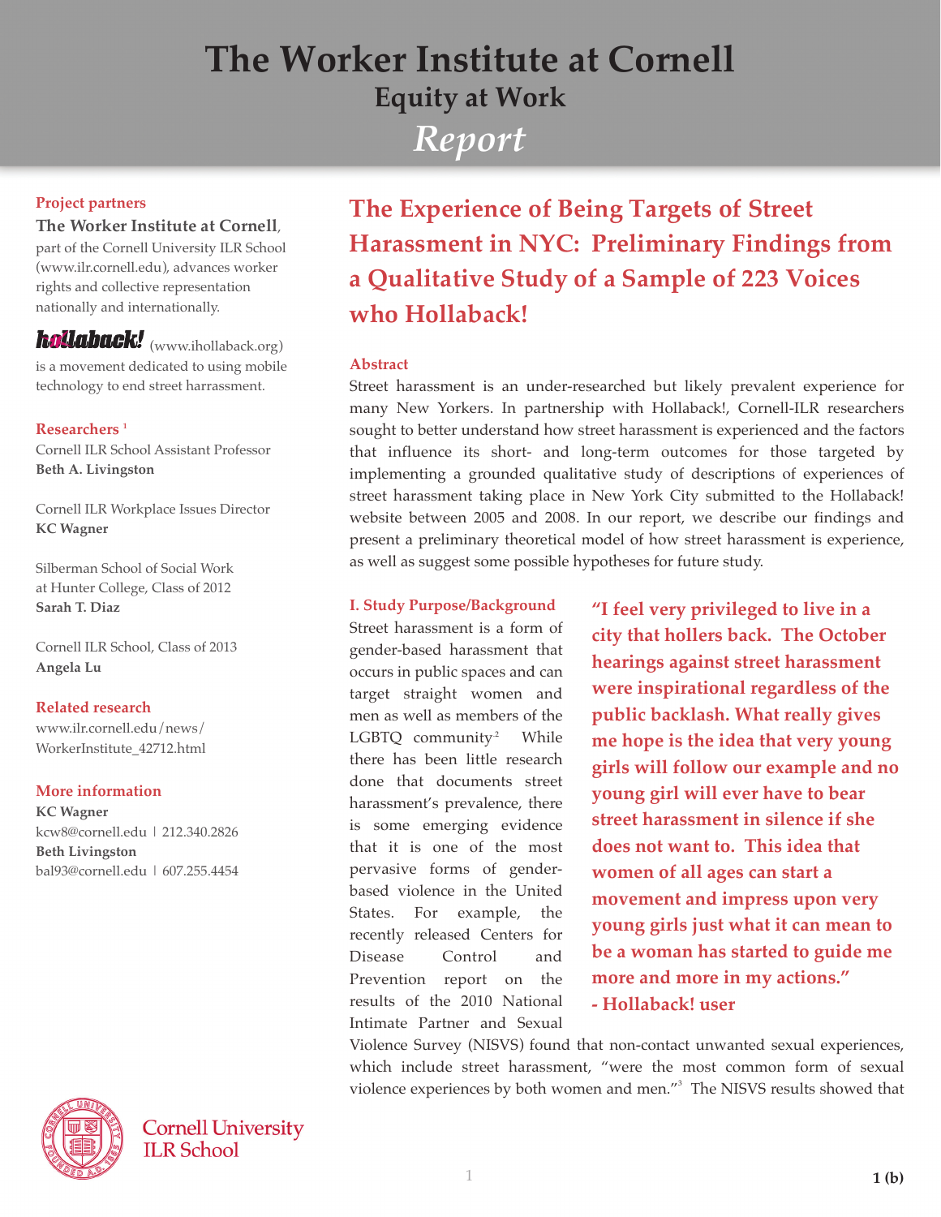# The Worker Institute at Cornell

## Equity at Work

## *Report*

**Project partners**

**The Worker Institute at Cornell**, part of the Cornell University ILR School (www.ilr.cornell.edu), advances worker rights and collective representation nationally and internationally.

**hollaback!** (www.ihollaback.org) is a movement dedicated to using mobile technology to end street harrassment.

**Researchers** [1]

Cornell ILR School Assistant Professor
**Beth A. Livingston**

Cornell ILR Workplace Issues Director
**KC Wagner**

Silberman School of Social Work at Hunter College, Class of 2012
**Sarah T. Diaz**

Cornell ILR School, Class of 2013
**Angela Lu**

**Related research**

www.ilr.cornell.edu/news/WorkerInstitute_42712.html

**More information**

**KC Wagner**
kcw8@cornell.edu | 212.340.2826

**Beth Livingston**
bal93@cornell.edu | 607.255.4454

# The Experience of Being Targets of Street Harassment in NYC: Preliminary Findings from a Qualitative Study of a Sample of 223 Voices who Hollaback!

### Abstract

Street harassment is an under-researched but likely prevalent experience for many New Yorkers. In partnership with Hollaback!, Cornell-ILR researchers sought to better understand how street harassment is experienced and the factors that influence its short- and long-term outcomes for those targeted by implementing a grounded qualitative study of descriptions of experiences of street harassment taking place in New York City submitted to the Hollaback! website between 2005 and 2008. In our report, we describe our findings and present a preliminary theoretical model of how street harassment is experience, as well as suggest some possible hypotheses for future study.

### I. Study Purpose/Background

Street harassment is a form of gender-based harassment that occurs in public spaces and can target straight women and men as well as members of the LGBTQ community[2] While there has been little research done that documents street harassment's prevalence, there is some emerging evidence that it is one of the most pervasive forms of gender-based violence in the United States. For example, the recently released Centers for Disease Control and Prevention report on the results of the 2010 National Intimate Partner and Sexual Violence Survey (NISVS) found that non-contact unwanted sexual experiences, which include street harassment, "were the most common form of sexual violence experiences by both women and men."[3] The NISVS results showed that

> **"I feel very privileged to live in a city that hollers back. The October hearings against street harassment were inspirational regardless of the public backlash. What really gives me hope is the idea that very young girls will follow our example and no young girl will ever have to bear street harassment in silence if she does not want to. This idea that women of all ages can start a movement and impress upon very young girls just what it can mean to be a woman has started to guide me more and more in my actions."**
> **- Hollaback! user**

Cornell University ILR School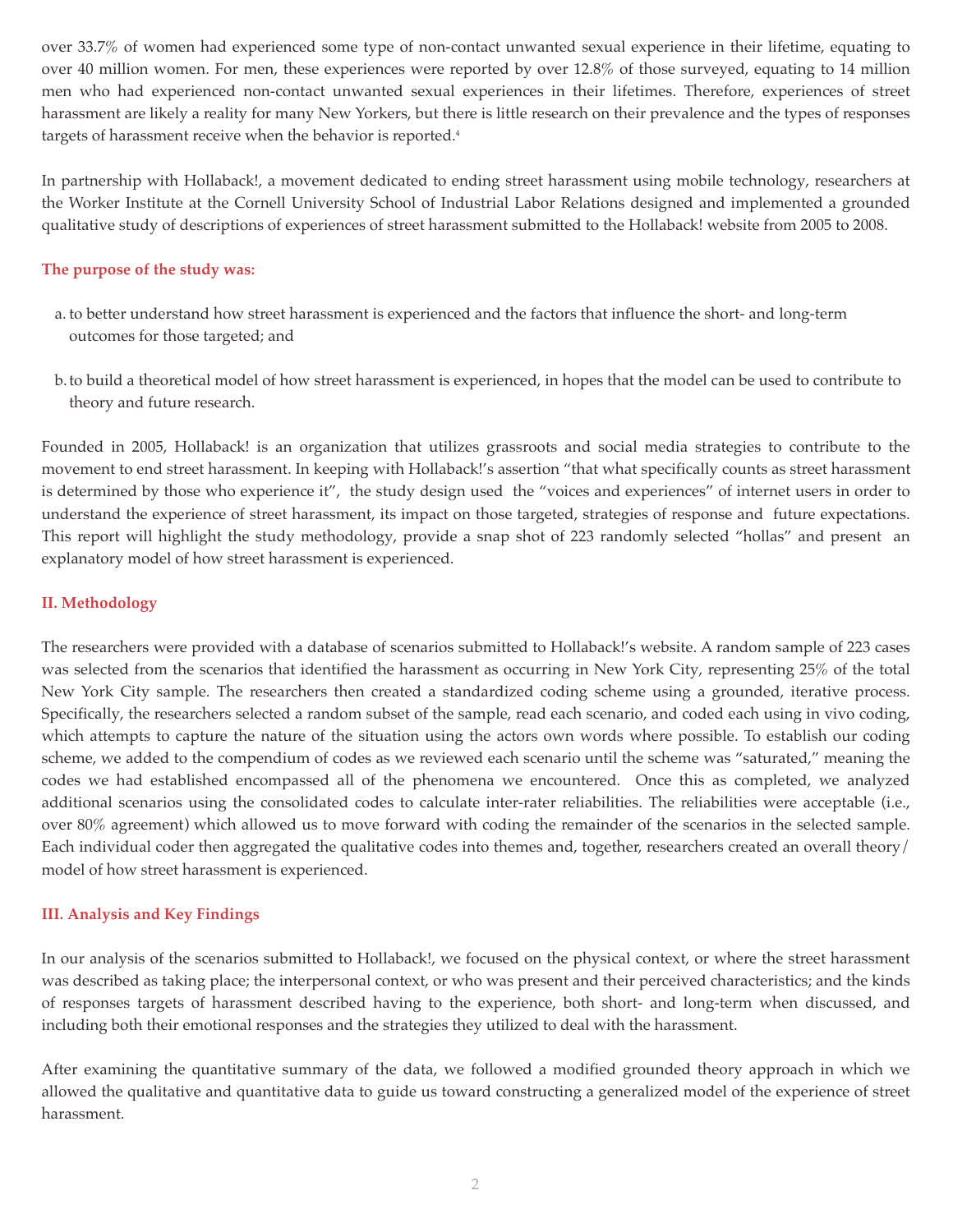over 33.7% of women had experienced some type of non-contact unwanted sexual experience in their lifetime, equating to over 40 million women. For men, these experiences were reported by over 12.8% of those surveyed, equating to 14 million men who had experienced non-contact unwanted sexual experiences in their lifetimes. Therefore, experiences of street harassment are likely a reality for many New Yorkers, but there is little research on their prevalence and the types of responses targets of harassment receive when the behavior is reported.[4]

In partnership with Hollaback!, a movement dedicated to ending street harassment using mobile technology, researchers at the Worker Institute at the Cornell University School of Industrial Labor Relations designed and implemented a grounded qualitative study of descriptions of experiences of street harassment submitted to the Hollaback! website from 2005 to 2008.

**The purpose of the study was:**

a. to better understand how street harassment is experienced and the factors that influence the short- and long-term outcomes for those targeted; and

b. to build a theoretical model of how street harassment is experienced, in hopes that the model can be used to contribute to theory and future research.

Founded in 2005, Hollaback! is an organization that utilizes grassroots and social media strategies to contribute to the movement to end street harassment. In keeping with Hollaback!'s assertion "that what specifically counts as street harassment is determined by those who experience it", the study design used the "voices and experiences" of internet users in order to understand the experience of street harassment, its impact on those targeted, strategies of response and future expectations. This report will highlight the study methodology, provide a snap shot of 223 randomly selected "hollas" and present an explanatory model of how street harassment is experienced.

## II. Methodology

The researchers were provided with a database of scenarios submitted to Hollaback!'s website. A random sample of 223 cases was selected from the scenarios that identified the harassment as occurring in New York City, representing 25% of the total New York City sample. The researchers then created a standardized coding scheme using a grounded, iterative process. Specifically, the researchers selected a random subset of the sample, read each scenario, and coded each using in vivo coding, which attempts to capture the nature of the situation using the actors own words where possible. To establish our coding scheme, we added to the compendium of codes as we reviewed each scenario until the scheme was "saturated," meaning the codes we had established encompassed all of the phenomena we encountered. Once this as completed, we analyzed additional scenarios using the consolidated codes to calculate inter-rater reliabilities. The reliabilities were acceptable (i.e., over 80% agreement) which allowed us to move forward with coding the remainder of the scenarios in the selected sample. Each individual coder then aggregated the qualitative codes into themes and, together, researchers created an overall theory/model of how street harassment is experienced.

## III. Analysis and Key Findings

In our analysis of the scenarios submitted to Hollaback!, we focused on the physical context, or where the street harassment was described as taking place; the interpersonal context, or who was present and their perceived characteristics; and the kinds of responses targets of harassment described having to the experience, both short- and long-term when discussed, and including both their emotional responses and the strategies they utilized to deal with the harassment.

After examining the quantitative summary of the data, we followed a modified grounded theory approach in which we allowed the qualitative and quantitative data to guide us toward constructing a generalized model of the experience of street harassment.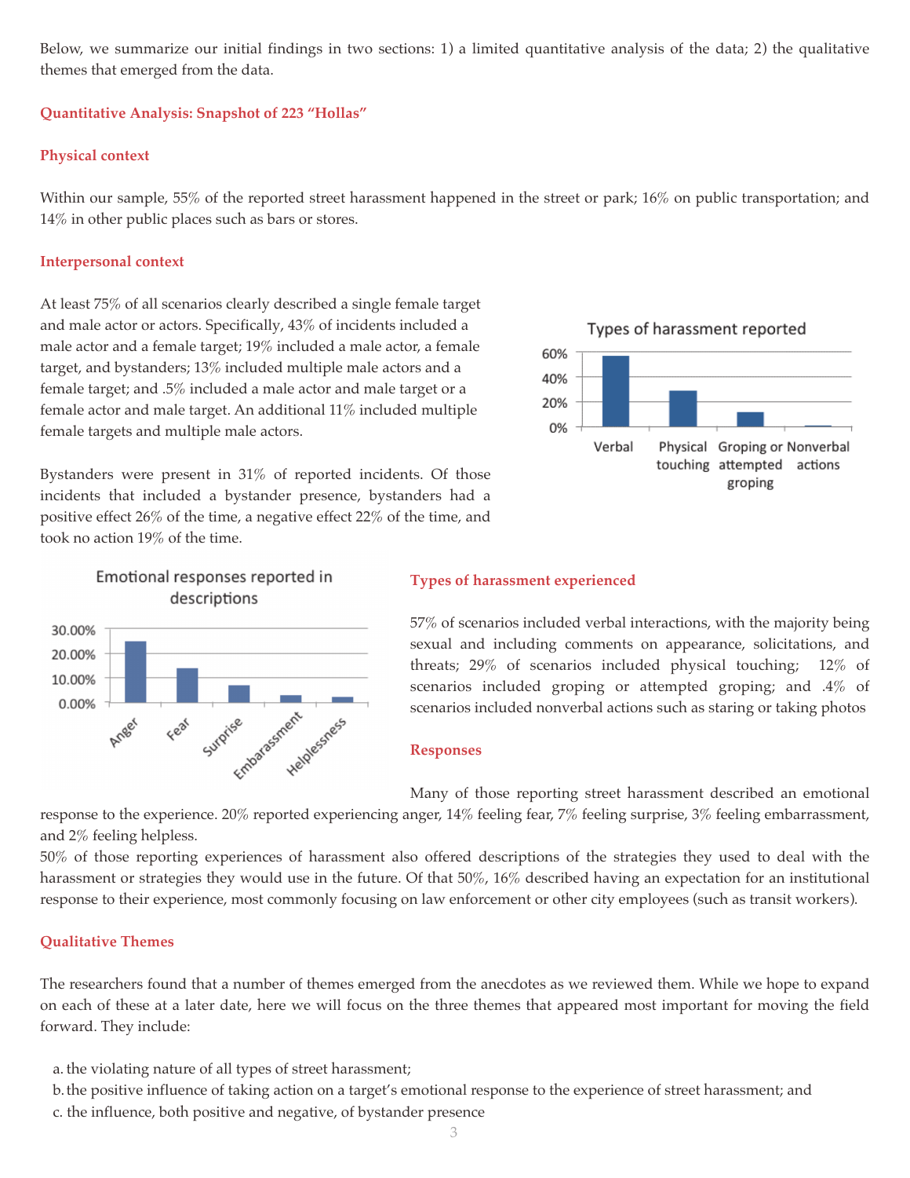Below, we summarize our initial findings in two sections: 1) a limited quantitative analysis of the data; 2) the qualitative themes that emerged from the data.

### Quantitative Analysis: Snapshot of 223 "Hollas"

#### Physical context

Within our sample, 55% of the reported street harassment happened in the street or park; 16% on public transportation; and 14% in other public places such as bars or stores.

#### Interpersonal context

At least 75% of all scenarios clearly described a single female target and male actor or actors. Specifically, 43% of incidents included a male actor and a female target; 19% included a male actor, a female target, and bystanders; 13% included multiple male actors and a female target; and .5% included a male actor and male target or a female actor and male target. An additional 11% included multiple female targets and multiple male actors.

Bystanders were present in 31% of reported incidents. Of those incidents that included a bystander presence, bystanders had a positive effect 26% of the time, a negative effect 22% of the time, and took no action 19% of the time.

Types of harassment reported

Emotional responses reported in descriptions

#### Types of harassment experienced

57% of scenarios included verbal interactions, with the majority being sexual and including comments on appearance, solicitations, and threats; 29% of scenarios included physical touching; 12% of scenarios included groping or attempted groping; and .4% of scenarios included nonverbal actions such as staring or taking photos

#### Responses

Many of those reporting street harassment described an emotional response to the experience. 20% reported experiencing anger, 14% feeling fear, 7% feeling surprise, 3% feeling embarrassment, and 2% feeling helpless.

50% of those reporting experiences of harassment also offered descriptions of the strategies they used to deal with the harassment or strategies they would use in the future. Of that 50%, 16% described having an expectation for an institutional response to their experience, most commonly focusing on law enforcement or other city employees (such as transit workers).

### Qualitative Themes

The researchers found that a number of themes emerged from the anecdotes as we reviewed them. While we hope to expand on each of these at a later date, here we will focus on the three themes that appeared most important for moving the field forward. They include:

a. the violating nature of all types of street harassment;
b. the positive influence of taking action on a target's emotional response to the experience of street harassment; and
c. the influence, both positive and negative, of bystander presence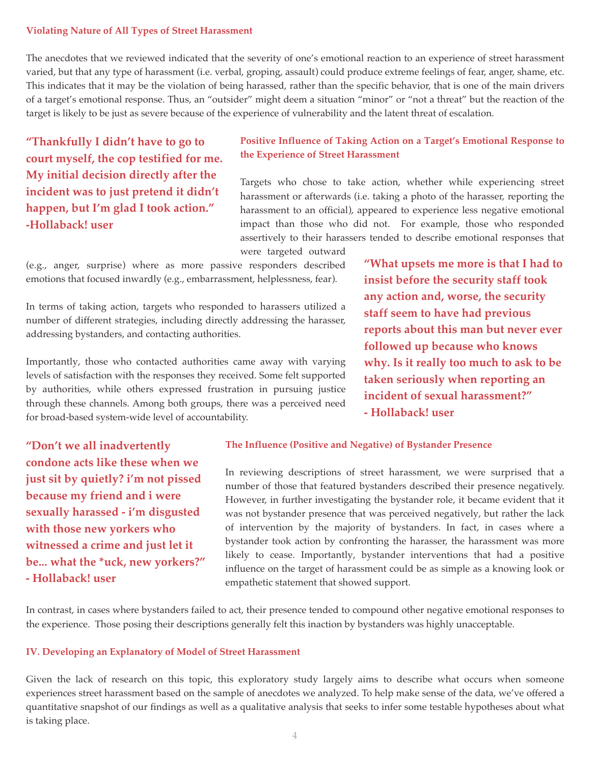### Violating Nature of All Types of Street Harassment

The anecdotes that we reviewed indicated that the severity of one's emotional reaction to an experience of street harassment varied, but that any type of harassment (i.e. verbal, groping, assault) could produce extreme feelings of fear, anger, shame, etc. This indicates that it may be the violation of being harassed, rather than the specific behavior, that is one of the main drivers of a target's emotional response. Thus, an "outsider" might deem a situation "minor" or "not a threat" but the reaction of the target is likely to be just as severe because of the experience of vulnerability and the latent threat of escalation.

> **"Thankfully I didn't have to go to court myself, the cop testified for me. My initial decision directly after the incident was to just pretend it didn't happen, but I'm glad I took action." -Hollaback! user**

### Positive Influence of Taking Action on a Target's Emotional Response to the Experience of Street Harassment

Targets who chose to take action, whether while experiencing street harassment or afterwards (i.e. taking a photo of the harasser, reporting the harassment to an official), appeared to experience less negative emotional impact than those who did not. For example, those who responded assertively to their harassers tended to describe emotional responses that were targeted outward (e.g., anger, surprise) where as more passive responders described emotions that focused inwardly (e.g., embarrassment, helplessness, fear).

In terms of taking action, targets who responded to harassers utilized a number of different strategies, including directly addressing the harasser, addressing bystanders, and contacting authorities.

Importantly, those who contacted authorities came away with varying levels of satisfaction with the responses they received. Some felt supported by authorities, while others expressed frustration in pursuing justice through these channels. Among both groups, there was a perceived need for broad-based system-wide level of accountability.

> **"What upsets me more is that I had to insist before the security staff took any action and, worse, the security staff seem to have had previous reports about this man but never ever followed up because who knows why. Is it really too much to ask to be taken seriously when reporting an incident of sexual harassment?" - Hollaback! user**

> **"Don't we all inadvertently condone acts like these when we just sit by quietly? i'm not pissed because my friend and i were sexually harassed - i'm disgusted with those new yorkers who witnessed a crime and just let it be... what the *uck, new yorkers?" - Hollaback! user**

### The Influence (Positive and Negative) of Bystander Presence

In reviewing descriptions of street harassment, we were surprised that a number of those that featured bystanders described their presence negatively. However, in further investigating the bystander role, it became evident that it was not bystander presence that was perceived negatively, but rather the lack of intervention by the majority of bystanders. In fact, in cases where a bystander took action by confronting the harasser, the harassment was more likely to cease. Importantly, bystander interventions that had a positive influence on the target of harassment could be as simple as a knowing look or empathetic statement that showed support.

In contrast, in cases where bystanders failed to act, their presence tended to compound other negative emotional responses to the experience. Those posing their descriptions generally felt this inaction by bystanders was highly unacceptable.

## IV. Developing an Explanatory of Model of Street Harassment

Given the lack of research on this topic, this exploratory study largely aims to describe what occurs when someone experiences street harassment based on the sample of anecdotes we analyzed. To help make sense of the data, we've offered a quantitative snapshot of our findings as well as a qualitative analysis that seeks to infer some testable hypotheses about what is taking place.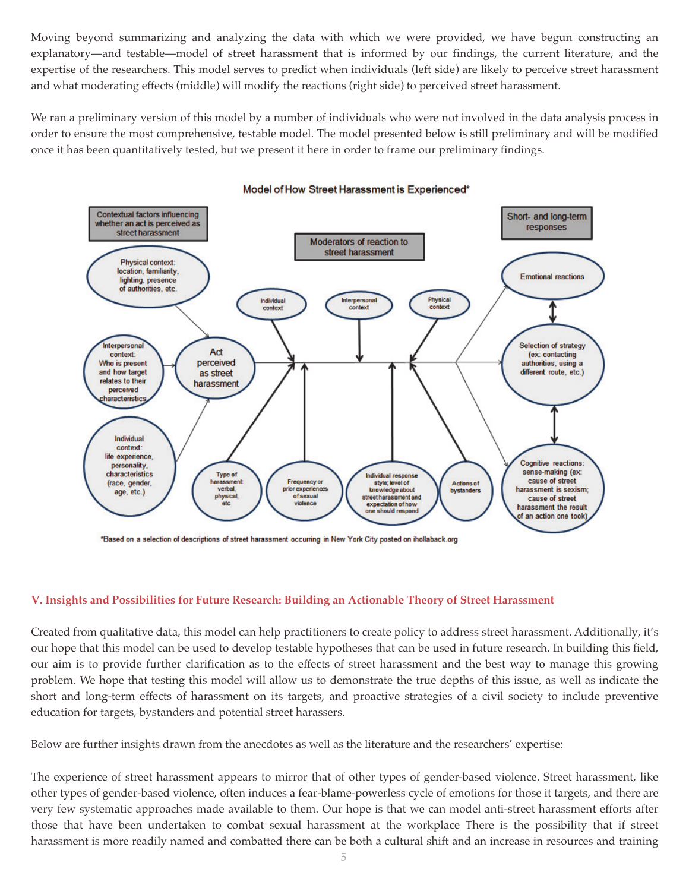Moving beyond summarizing and analyzing the data with which we were provided, we have begun constructing an explanatory—and testable—model of street harassment that is informed by our findings, the current literature, and the expertise of the researchers. This model serves to predict when individuals (left side) are likely to perceive street harassment and what moderating effects (middle) will modify the reactions (right side) to perceived street harassment.

We ran a preliminary version of this model by a number of individuals who were not involved in the data analysis process in order to ensure the most comprehensive, testable model. The model presented below is still preliminary and will be modified once it has been quantitatively tested, but we present it here in order to frame our preliminary findings.

**Model of How Street Harassment is Experienced***

Contextual factors influencing whether an act is perceived as street harassment

- Physical context: location, familiarity, lighting, presence of authorities, etc.
- Interpersonal context: Who is present and how target relates to their perceived characteristics
- Individual context: life experience, personality, characteristics (race, gender, age, etc.)

→ Act perceived as street harassment

Moderators of reaction to street harassment

- Individual context
- Interpersonal context
- Physical context
- Type of harassment: verbal, physical, etc
- Frequency or prior experiences of sexual violence
- Individual response style; level of knowledge about street harassment and expectation of how one should respond
- Actions of bystanders

Short- and long-term responses

- Emotional reactions
- Selection of strategy (ex: contacting authorities, using a different route, etc.)
- Cognitive reactions: sense-making (ex: cause of street harassment is sexism; cause of street harassment the result of an action one took)

*Based on a selection of descriptions of street harassment occurring in New York City posted on ihollaback.org

## V. Insights and Possibilities for Future Research: Building an Actionable Theory of Street Harassment

Created from qualitative data, this model can help practitioners to create policy to address street harassment. Additionally, it's our hope that this model can be used to develop testable hypotheses that can be used in future research. In building this field, our aim is to provide further clarification as to the effects of street harassment and the best way to manage this growing problem. We hope that testing this model will allow us to demonstrate the true depths of this issue, as well as indicate the short and long-term effects of harassment on its targets, and proactive strategies of a civil society to include preventive education for targets, bystanders and potential street harassers.

Below are further insights drawn from the anecdotes as well as the literature and the researchers' expertise:

The experience of street harassment appears to mirror that of other types of gender-based violence. Street harassment, like other types of gender-based violence, often induces a fear-blame-powerless cycle of emotions for those it targets, and there are very few systematic approaches made available to them. Our hope is that we can model anti-street harassment efforts after those that have been undertaken to combat sexual harassment at the workplace There is the possibility that if street harassment is more readily named and combatted there can be both a cultural shift and an increase in resources and training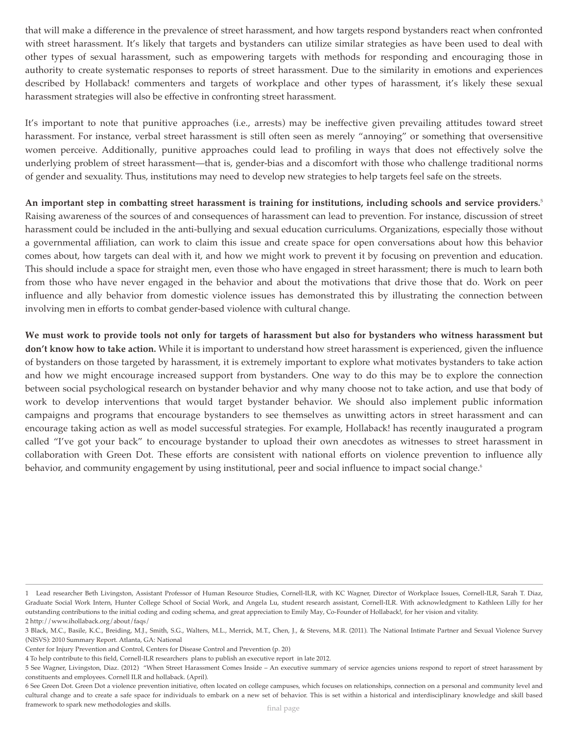that will make a difference in the prevalence of street harassment, and how targets respond bystanders react when confronted with street harassment. It's likely that targets and bystanders can utilize similar strategies as have been used to deal with other types of sexual harassment, such as empowering targets with methods for responding and encouraging those in authority to create systematic responses to reports of street harassment. Due to the similarity in emotions and experiences described by Hollaback! commenters and targets of workplace and other types of harassment, it's likely these sexual harassment strategies will also be effective in confronting street harassment.

It's important to note that punitive approaches (i.e., arrests) may be ineffective given prevailing attitudes toward street harassment. For instance, verbal street harassment is still often seen as merely "annoying" or something that oversensitive women perceive. Additionally, punitive approaches could lead to profiling in ways that does not effectively solve the underlying problem of street harassment—that is, gender-bias and a discomfort with those who challenge traditional norms of gender and sexuality. Thus, institutions may need to develop new strategies to help targets feel safe on the streets.

**An important step in combatting street harassment is training for institutions, including schools and service providers.**[5] Raising awareness of the sources of and consequences of harassment can lead to prevention. For instance, discussion of street harassment could be included in the anti-bullying and sexual education curriculums. Organizations, especially those without a governmental affiliation, can work to claim this issue and create space for open conversations about how this behavior comes about, how targets can deal with it, and how we might work to prevent it by focusing on prevention and education. This should include a space for straight men, even those who have engaged in street harassment; there is much to learn both from those who have never engaged in the behavior and about the motivations that drive those that do. Work on peer influence and ally behavior from domestic violence issues has demonstrated this by illustrating the connection between involving men in efforts to combat gender-based violence with cultural change.

**We must work to provide tools not only for targets of harassment but also for bystanders who witness harassment but don't know how to take action.** While it is important to understand how street harassment is experienced, given the influence of bystanders on those targeted by harassment, it is extremely important to explore what motivates bystanders to take action and how we might encourage increased support from bystanders. One way to do this may be to explore the connection between social psychological research on bystander behavior and why many choose not to take action, and use that body of work to develop interventions that would target bystander behavior. We should also implement public information campaigns and programs that encourage bystanders to see themselves as unwitting actors in street harassment and can encourage taking action as well as model successful strategies. For example, Hollaback! has recently inaugurated a program called "I've got your back" to encourage bystander to upload their own anecdotes as witnesses to street harassment in collaboration with Green Dot. These efforts are consistent with national efforts on violence prevention to influence ally behavior, and community engagement by using institutional, peer and social influence to impact social change.[6]

---

1 Lead researcher Beth Livingston, Assistant Professor of Human Resource Studies, Cornell-ILR, with KC Wagner, Director of Workplace Issues, Cornell-ILR, Sarah T. Diaz, Graduate Social Work Intern, Hunter College School of Social Work, and Angela Lu, student research assistant, Cornell-ILR. With acknowledgment to Kathleen Lilly for her outstanding contributions to the initial coding and coding schema, and great appreciation to Emily May, Co-Founder of Hollaback!, for her vision and vitality.

2 http://www.ihollaback.org/about/faqs/

3 Black, M.C., Basile, K.C., Breiding, M.J., Smith, S.G., Walters, M.L., Merrick, M.T., Chen, J., & Stevens, M.R. (2011). The National Intimate Partner and Sexual Violence Survey (NISVS): 2010 Summary Report. Atlanta, GA: National

Center for Injury Prevention and Control, Centers for Disease Control and Prevention (p. 20)

4 To help contribute to this field, Cornell-ILR researchers plans to publish an executive report in late 2012.

5 See Wagner, Livingston, Diaz. (2012) "When Street Harassment Comes Inside – An executive summary of service agencies unions respond to report of street harassment by constituents and employees. Cornell ILR and hollaback. (April).

6 See Green Dot. Green Dot a violence prevention initiative, often located on college campuses, which focuses on relationships, connection on a personal and community level and cultural change and to create a safe space for individuals to embark on a new set of behavior. This is set within a historical and interdisciplinary knowledge and skill based framework to spark new methodologies and skills.

final page